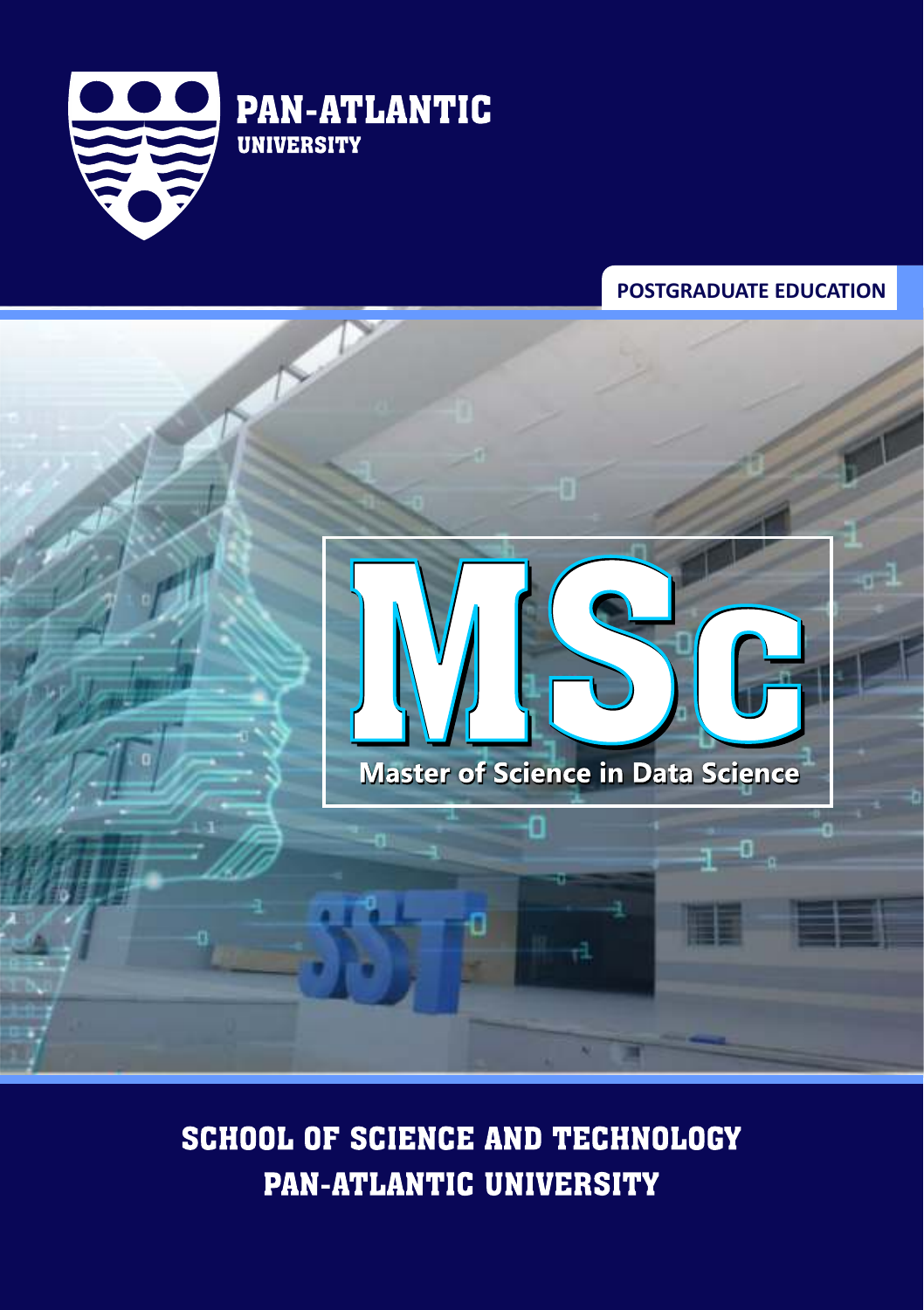# PAN-ATLANTIC UNIVERSITY

POSTGRADUATE EDUCATION

# MSc

## Master of Science in Data Science

SCHOOL OF SCIENCE AND TECHNOLOGY
PAN-ATLANTIC UNIVERSITY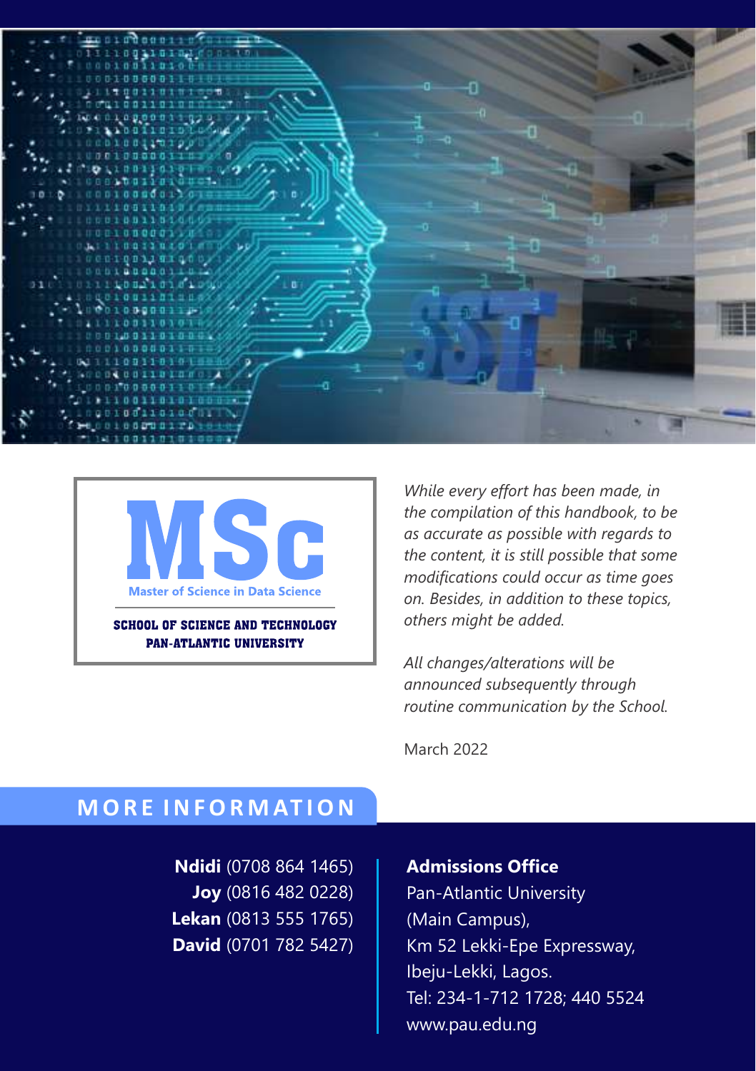# MSc

Master of Science in Data Science

**SCHOOL OF SCIENCE AND TECHNOLOGY**
**PAN-ATLANTIC UNIVERSITY**

*While every effort has been made, in the compilation of this handbook, to be as accurate as possible with regards to the content, it is still possible that some modifications could occur as time goes on. Besides, in addition to these topics, others might be added.*

*All changes/alterations will be announced subsequently through routine communication by the School.*

March 2022

## MORE INFORMATION

**Ndidi** (0708 864 1465)
**Joy** (0816 482 0228)
**Lekan** (0813 555 1765)
**David** (0701 782 5427)

**Admissions Office**
Pan-Atlantic University
(Main Campus),
Km 52 Lekki-Epe Expressway,
Ibeju-Lekki, Lagos.
Tel: 234-1-712 1728; 440 5524
www.pau.edu.ng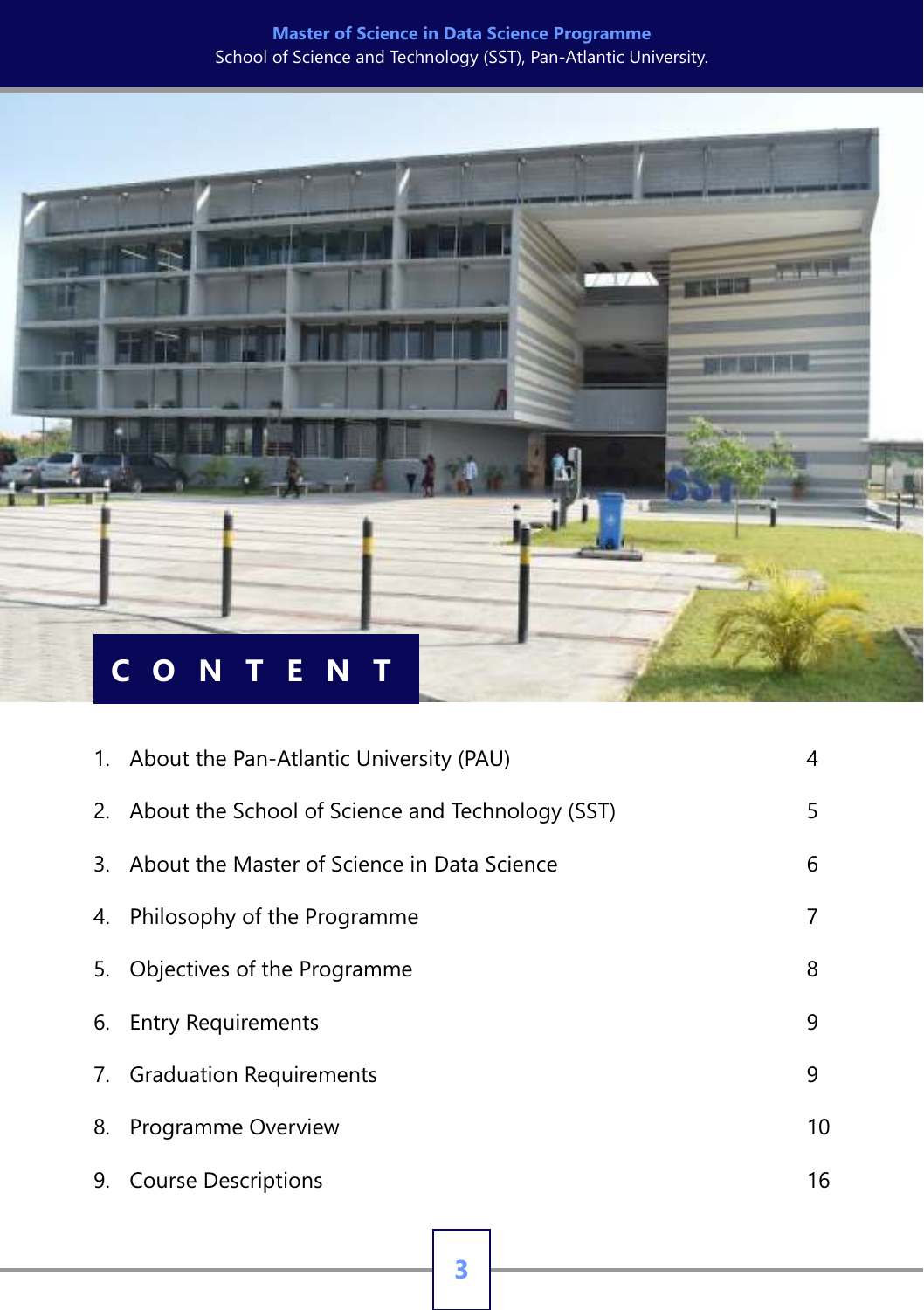# CONTENT

| | | |
|---|---|---|
| 1. | About the Pan-Atlantic University (PAU) | 4 |
| 2. | About the School of Science and Technology (SST) | 5 |
| 3. | About the Master of Science in Data Science | 6 |
| 4. | Philosophy of the Programme | 7 |
| 5. | Objectives of the Programme | 8 |
| 6. | Entry Requirements | 9 |
| 7. | Graduation Requirements | 9 |
| 8. | Programme Overview | 10 |
| 9. | Course Descriptions | 16 |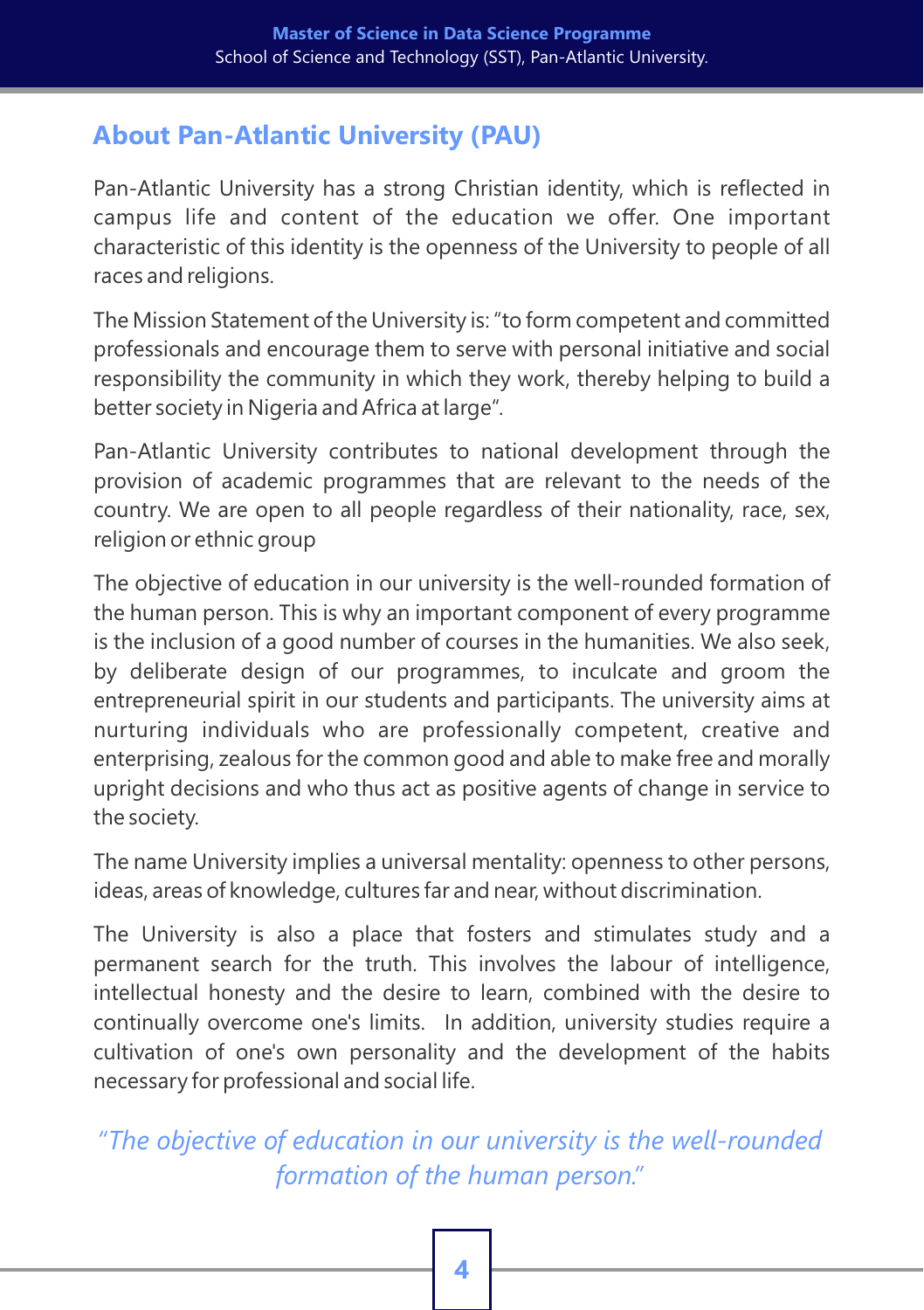## About Pan-Atlantic University (PAU)

Pan-Atlantic University has a strong Christian identity, which is reflected in campus life and content of the education we offer. One important characteristic of this identity is the openness of the University to people of all races and religions.

The Mission Statement of the University is: "to form competent and committed professionals and encourage them to serve with personal initiative and social responsibility the community in which they work, thereby helping to build a better society in Nigeria and Africa at large".

Pan-Atlantic University contributes to national development through the provision of academic programmes that are relevant to the needs of the country. We are open to all people regardless of their nationality, race, sex, religion or ethnic group

The objective of education in our university is the well-rounded formation of the human person. This is why an important component of every programme is the inclusion of a good number of courses in the humanities. We also seek, by deliberate design of our programmes, to inculcate and groom the entrepreneurial spirit in our students and participants. The university aims at nurturing individuals who are professionally competent, creative and enterprising, zealous for the common good and able to make free and morally upright decisions and who thus act as positive agents of change in service to the society.

The name University implies a universal mentality: openness to other persons, ideas, areas of knowledge, cultures far and near, without discrimination.

The University is also a place that fosters and stimulates study and a permanent search for the truth. This involves the labour of intelligence, intellectual honesty and the desire to learn, combined with the desire to continually overcome one's limits. In addition, university studies require a cultivation of one's own personality and the development of the habits necessary for professional and social life.

*"The objective of education in our university is the well-rounded formation of the human person."*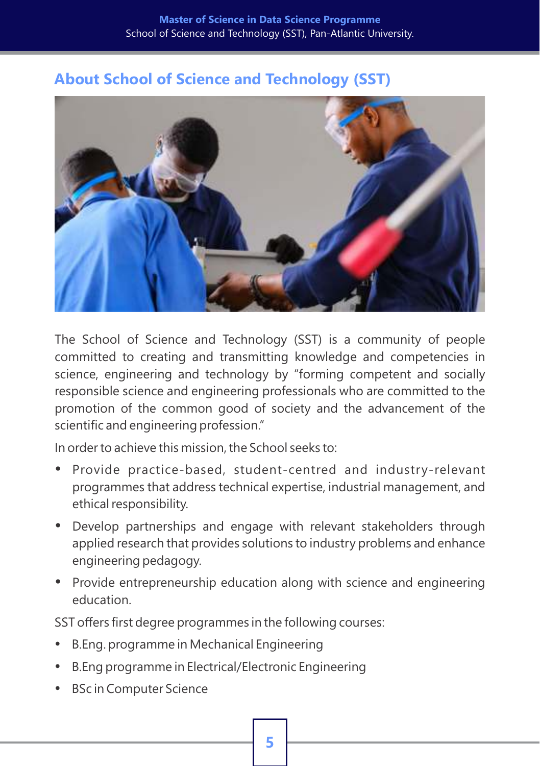## About School of Science and Technology (SST)

The School of Science and Technology (SST) is a community of people committed to creating and transmitting knowledge and competencies in science, engineering and technology by "forming competent and socially responsible science and engineering professionals who are committed to the promotion of the common good of society and the advancement of the scientific and engineering profession."

In order to achieve this mission, the School seeks to:

- Provide practice-based, student-centred and industry-relevant programmes that address technical expertise, industrial management, and ethical responsibility.
- Develop partnerships and engage with relevant stakeholders through applied research that provides solutions to industry problems and enhance engineering pedagogy.
- Provide entrepreneurship education along with science and engineering education.

SST offers first degree programmes in the following courses:

- B.Eng. programme in Mechanical Engineering
- B.Eng programme in Electrical/Electronic Engineering
- BSc in Computer Science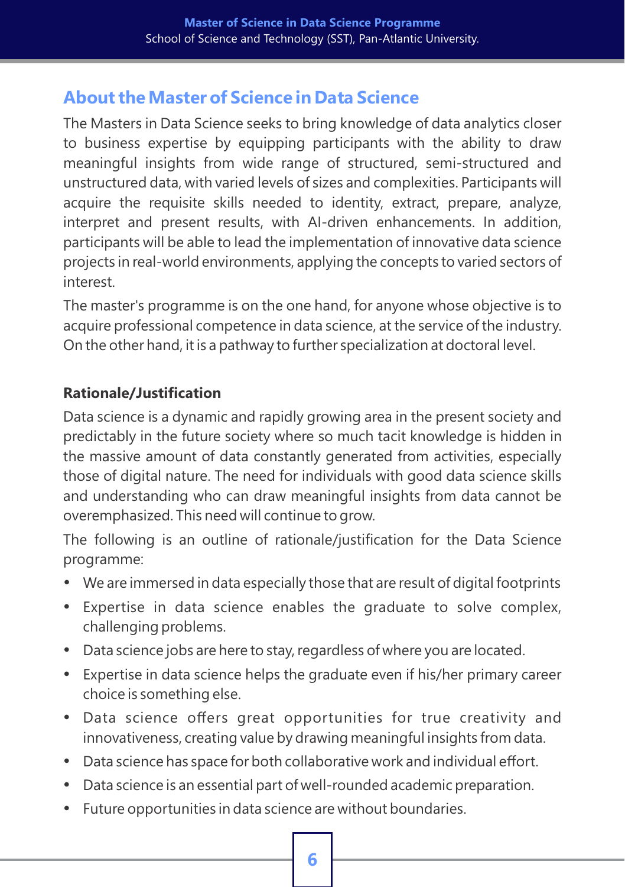## About the Master of Science in Data Science

The Masters in Data Science seeks to bring knowledge of data analytics closer to business expertise by equipping participants with the ability to draw meaningful insights from wide range of structured, semi-structured and unstructured data, with varied levels of sizes and complexities. Participants will acquire the requisite skills needed to identity, extract, prepare, analyze, interpret and present results, with AI-driven enhancements. In addition, participants will be able to lead the implementation of innovative data science projects in real-world environments, applying the concepts to varied sectors of interest.

The master's programme is on the one hand, for anyone whose objective is to acquire professional competence in data science, at the service of the industry. On the other hand, it is a pathway to further specialization at doctoral level.

### Rationale/Justification

Data science is a dynamic and rapidly growing area in the present society and predictably in the future society where so much tacit knowledge is hidden in the massive amount of data constantly generated from activities, especially those of digital nature. The need for individuals with good data science skills and understanding who can draw meaningful insights from data cannot be overemphasized. This need will continue to grow.

The following is an outline of rationale/justification for the Data Science programme:

- We are immersed in data especially those that are result of digital footprints
- Expertise in data science enables the graduate to solve complex, challenging problems.
- Data science jobs are here to stay, regardless of where you are located.
- Expertise in data science helps the graduate even if his/her primary career choice is something else.
- Data science offers great opportunities for true creativity and innovativeness, creating value by drawing meaningful insights from data.
- Data science has space for both collaborative work and individual effort.
- Data science is an essential part of well-rounded academic preparation.
- Future opportunities in data science are without boundaries.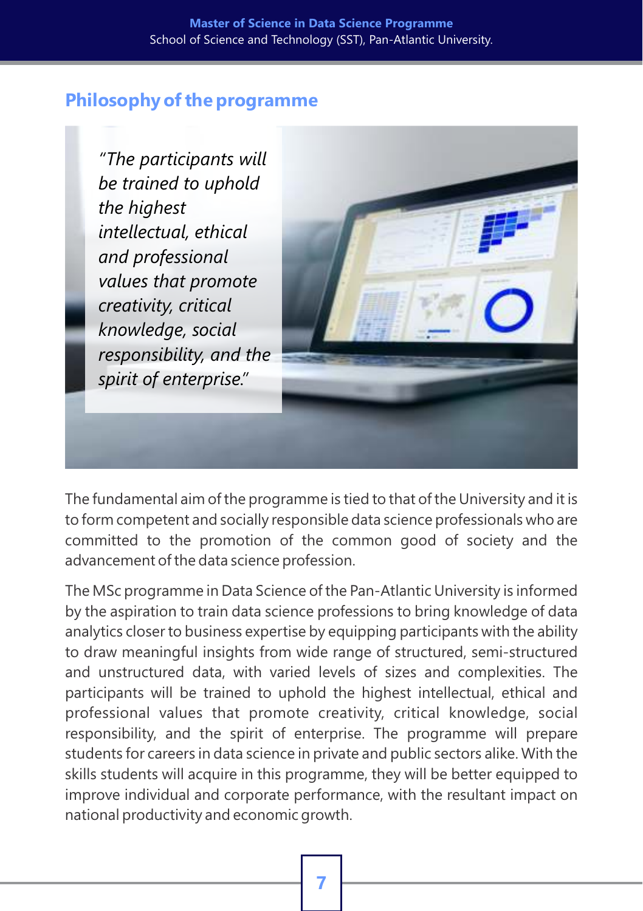## Philosophy of the programme

*"The participants will be trained to uphold the highest intellectual, ethical and professional values that promote creativity, critical knowledge, social responsibility, and the spirit of enterprise."*

The fundamental aim of the programme is tied to that of the University and it is to form competent and socially responsible data science professionals who are committed to the promotion of the common good of society and the advancement of the data science profession.

The MSc programme in Data Science of the Pan-Atlantic University is informed by the aspiration to train data science professions to bring knowledge of data analytics closer to business expertise by equipping participants with the ability to draw meaningful insights from wide range of structured, semi-structured and unstructured data, with varied levels of sizes and complexities. The participants will be trained to uphold the highest intellectual, ethical and professional values that promote creativity, critical knowledge, social responsibility, and the spirit of enterprise. The programme will prepare students for careers in data science in private and public sectors alike. With the skills students will acquire in this programme, they will be better equipped to improve individual and corporate performance, with the resultant impact on national productivity and economic growth.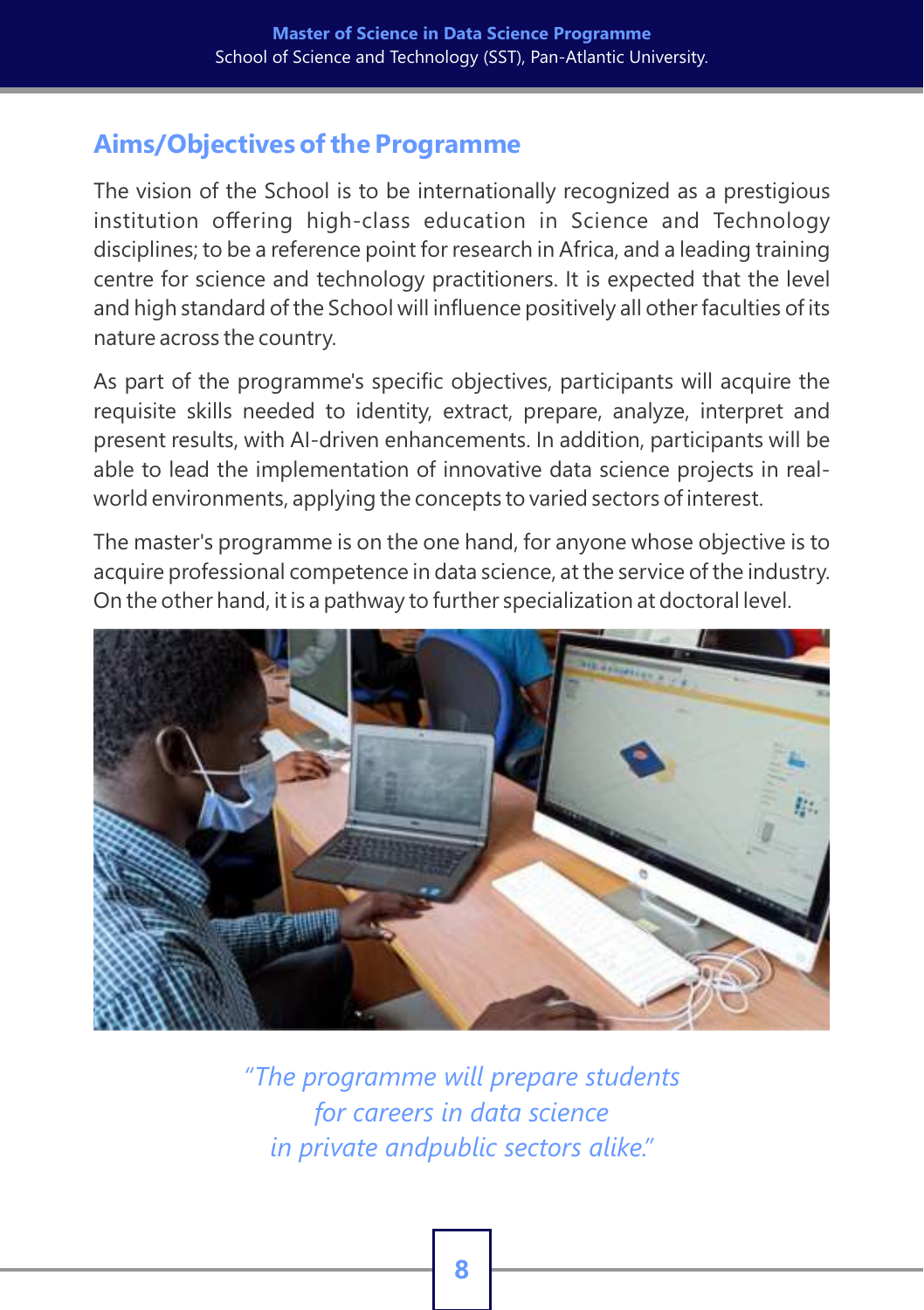## Aims/Objectives of the Programme

The vision of the School is to be internationally recognized as a prestigious institution offering high-class education in Science and Technology disciplines; to be a reference point for research in Africa, and a leading training centre for science and technology practitioners. It is expected that the level and high standard of the School will influence positively all other faculties of its nature across the country.

As part of the programme's specific objectives, participants will acquire the requisite skills needed to identity, extract, prepare, analyze, interpret and present results, with AI-driven enhancements. In addition, participants will be able to lead the implementation of innovative data science projects in real-world environments, applying the concepts to varied sectors of interest.

The master's programme is on the one hand, for anyone whose objective is to acquire professional competence in data science, at the service of the industry. On the other hand, it is a pathway to further specialization at doctoral level.

*"The programme will prepare students for careers in data science in private andpublic sectors alike."*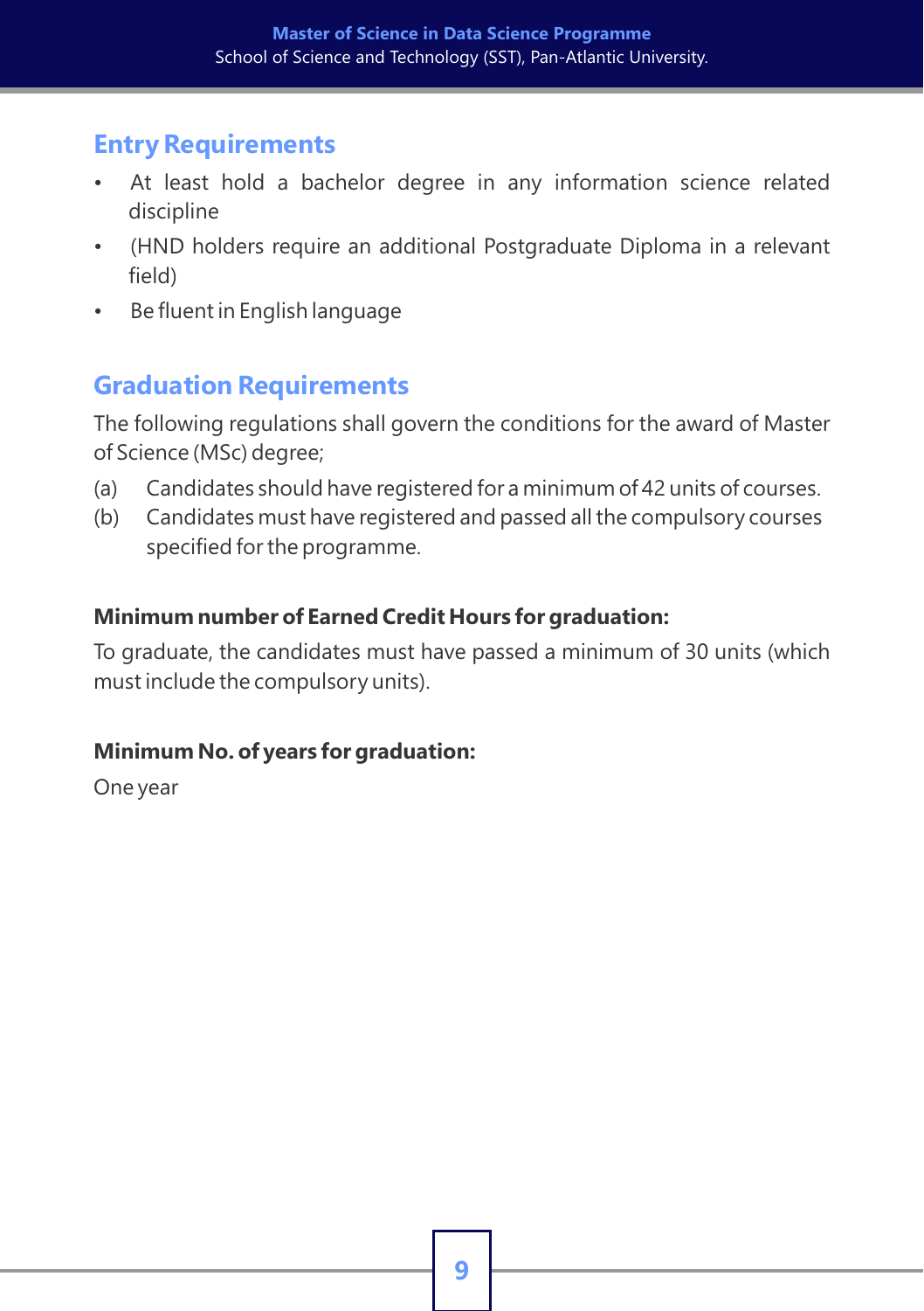## Entry Requirements

- At least hold a bachelor degree in any information science related discipline
- (HND holders require an additional Postgraduate Diploma in a relevant field)
- Be fluent in English language

## Graduation Requirements

The following regulations shall govern the conditions for the award of Master of Science (MSc) degree;

(a) Candidates should have registered for a minimum of 42 units of courses.

(b) Candidates must have registered and passed all the compulsory courses specified for the programme.

**Minimum number of Earned Credit Hours for graduation:**

To graduate, the candidates must have passed a minimum of 30 units (which must include the compulsory units).

**Minimum No. of years for graduation:**

One year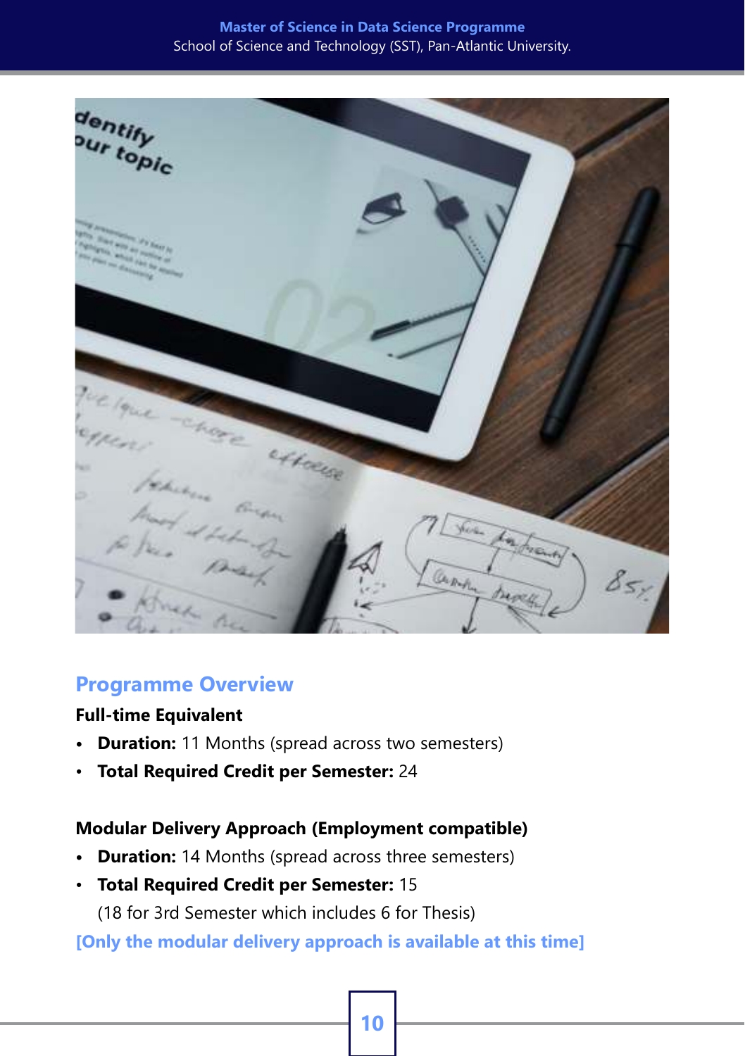## Programme Overview

**Full-time Equivalent**

- **Duration:** 11 Months (spread across two semesters)
- **Total Required Credit per Semester:** 24

**Modular Delivery Approach (Employment compatible)**

- **Duration:** 14 Months (spread across three semesters)
- **Total Required Credit per Semester:** 15
  (18 for 3rd Semester which includes 6 for Thesis)

**[Only the modular delivery approach is available at this time]**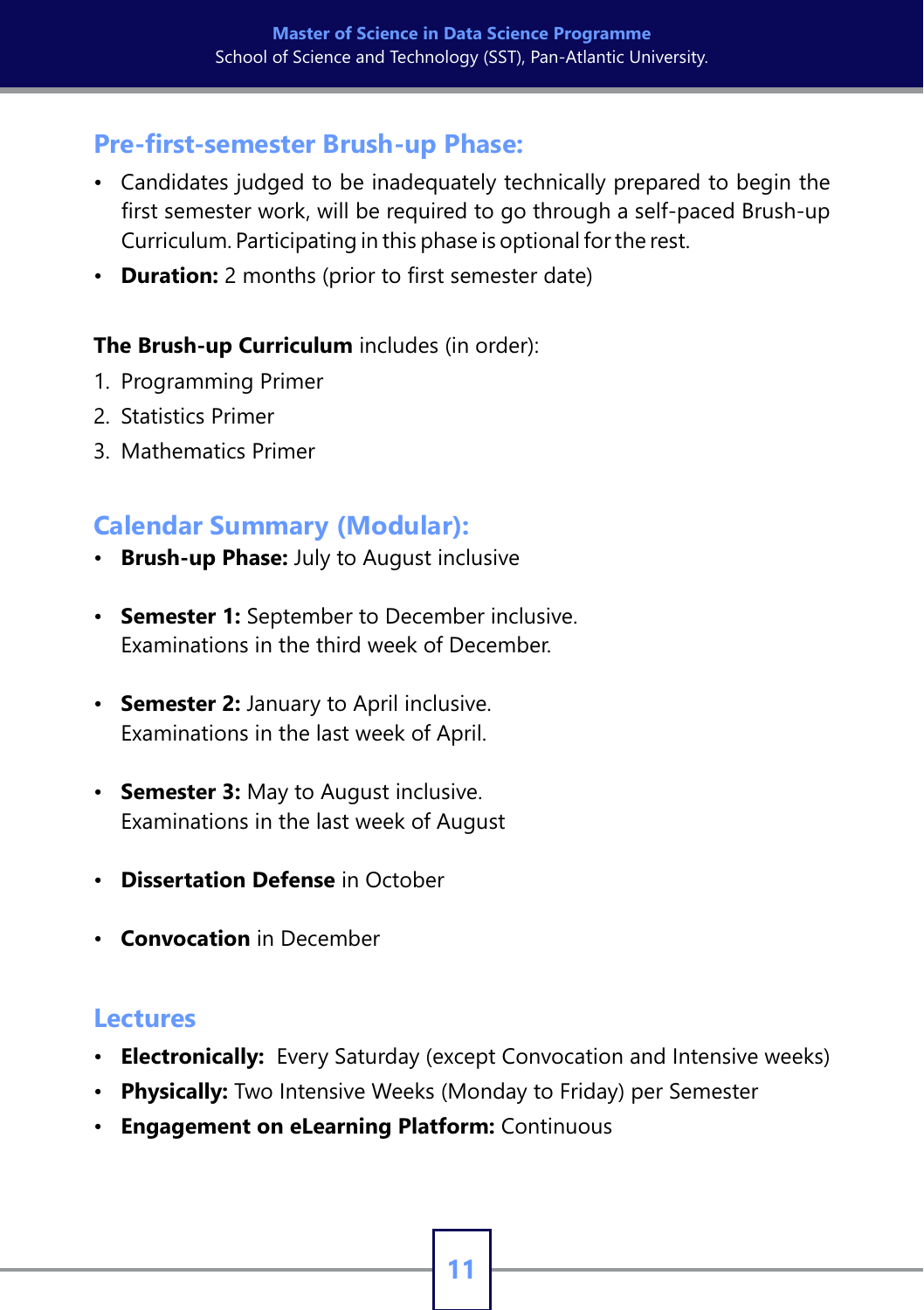## Pre-first-semester Brush-up Phase:

- Candidates judged to be inadequately technically prepared to begin the first semester work, will be required to go through a self-paced Brush-up Curriculum. Participating in this phase is optional for the rest.
- **Duration:** 2 months (prior to first semester date)

**The Brush-up Curriculum** includes (in order):

1. Programming Primer
2. Statistics Primer
3. Mathematics Primer

## Calendar Summary (Modular):

- **Brush-up Phase:** July to August inclusive
- **Semester 1:** September to December inclusive.
  Examinations in the third week of December.
- **Semester 2:** January to April inclusive.
  Examinations in the last week of April.
- **Semester 3:** May to August inclusive.
  Examinations in the last week of August
- **Dissertation Defense** in October
- **Convocation** in December

## Lectures

- **Electronically:** Every Saturday (except Convocation and Intensive weeks)
- **Physically:** Two Intensive Weeks (Monday to Friday) per Semester
- **Engagement on eLearning Platform:** Continuous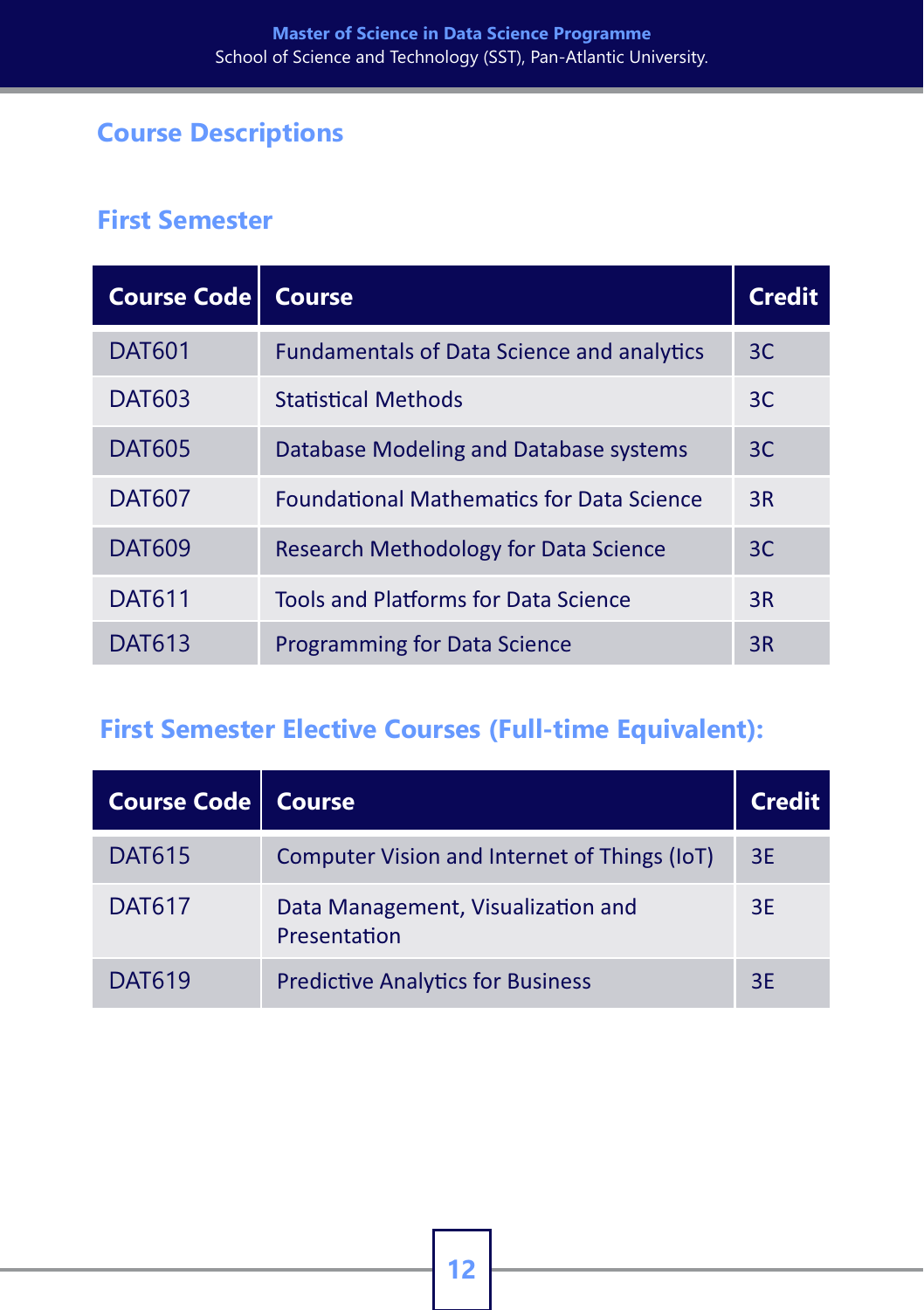## Course Descriptions

### First Semester

| Course Code | Course | Credit |
|---|---|---|
| DAT601 | Fundamentals of Data Science and analytics | 3C |
| DAT603 | Statistical Methods | 3C |
| DAT605 | Database Modeling and Database systems | 3C |
| DAT607 | Foundational Mathematics for Data Science | 3R |
| DAT609 | Research Methodology for Data Science | 3C |
| DAT611 | Tools and Platforms for Data Science | 3R |
| DAT613 | Programming for Data Science | 3R |

### First Semester Elective Courses (Full-time Equivalent):

| Course Code | Course | Credit |
|---|---|---|
| DAT615 | Computer Vision and Internet of Things (IoT) | 3E |
| DAT617 | Data Management, Visualization and Presentation | 3E |
| DAT619 | Predictive Analytics for Business | 3E |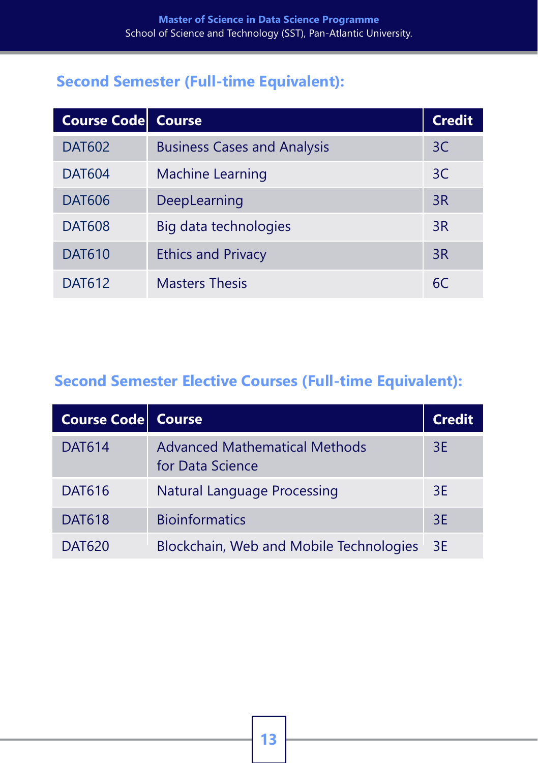## Second Semester (Full-time Equivalent):

| Course Code | Course | Credit |
|---|---|---|
| DAT602 | Business Cases and Analysis | 3C |
| DAT604 | Machine Learning | 3C |
| DAT606 | DeepLearning | 3R |
| DAT608 | Big data technologies | 3R |
| DAT610 | Ethics and Privacy | 3R |
| DAT612 | Masters Thesis | 6C |

## Second Semester Elective Courses (Full-time Equivalent):

| Course Code | Course | Credit |
|---|---|---|
| DAT614 | Advanced Mathematical Methods for Data Science | 3E |
| DAT616 | Natural Language Processing | 3E |
| DAT618 | Bioinformatics | 3E |
| DAT620 | Blockchain, Web and Mobile Technologies | 3E |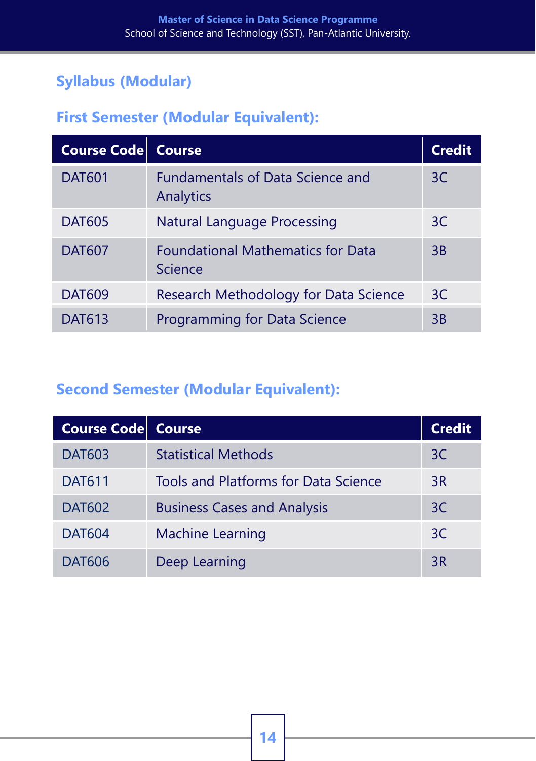## Syllabus (Modular)

### First Semester (Modular Equivalent):

| Course Code | Course | Credit |
|---|---|---|
| DAT601 | Fundamentals of Data Science and Analytics | 3C |
| DAT605 | Natural Language Processing | 3C |
| DAT607 | Foundational Mathematics for Data Science | 3B |
| DAT609 | Research Methodology for Data Science | 3C |
| DAT613 | Programming for Data Science | 3B |

### Second Semester (Modular Equivalent):

| Course Code | Course | Credit |
|---|---|---|
| DAT603 | Statistical Methods | 3C |
| DAT611 | Tools and Platforms for Data Science | 3R |
| DAT602 | Business Cases and Analysis | 3C |
| DAT604 | Machine Learning | 3C |
| DAT606 | Deep Learning | 3R |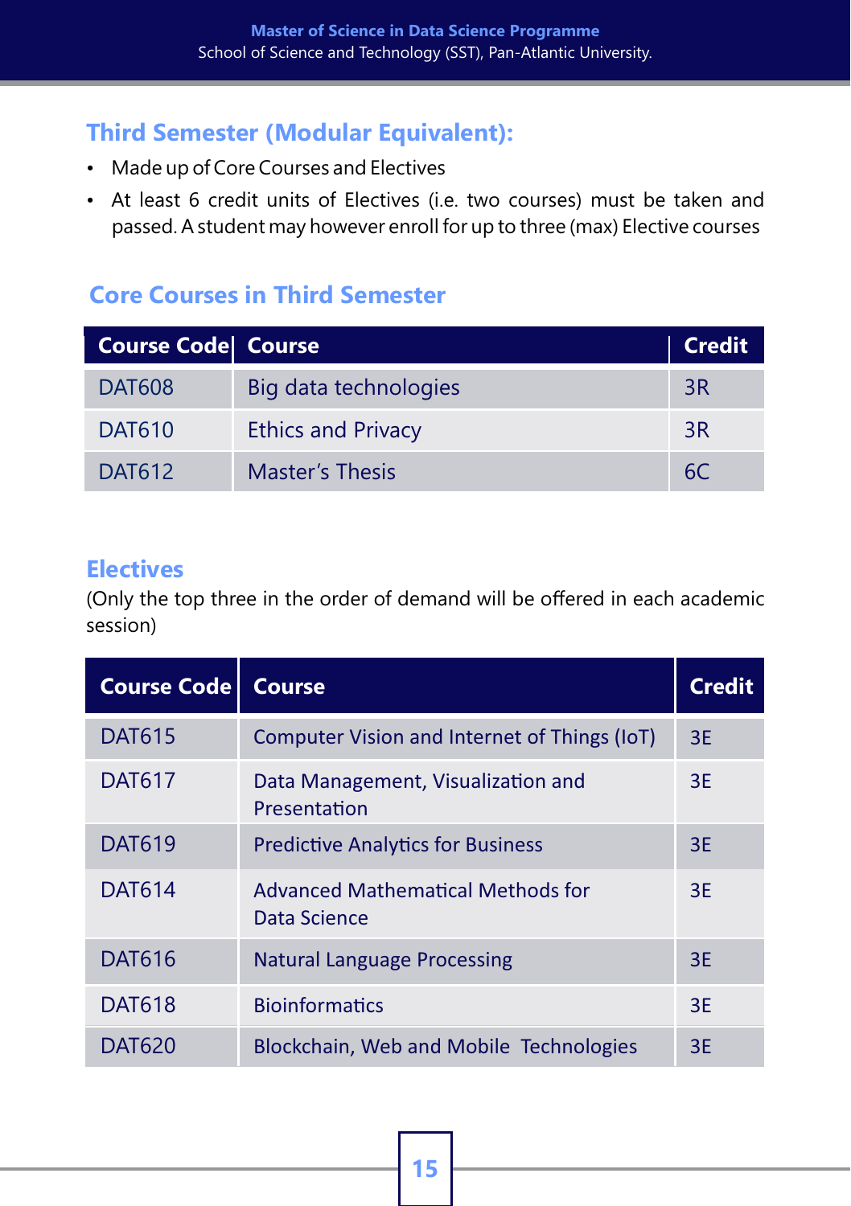## Third Semester (Modular Equivalent):

- Made up of Core Courses and Electives
- At least 6 credit units of Electives (i.e. two courses) must be taken and passed. A student may however enroll for up to three (max) Elective courses

### Core Courses in Third Semester

| Course Code | Course | Credit |
|---|---|---|
| DAT608 | Big data technologies | 3R |
| DAT610 | Ethics and Privacy | 3R |
| DAT612 | Master's Thesis | 6C |

### Electives

(Only the top three in the order of demand will be offered in each academic session)

| Course Code | Course | Credit |
|---|---|---|
| DAT615 | Computer Vision and Internet of Things (IoT) | 3E |
| DAT617 | Data Management, Visualization and Presentation | 3E |
| DAT619 | Predictive Analytics for Business | 3E |
| DAT614 | Advanced Mathematical Methods for Data Science | 3E |
| DAT616 | Natural Language Processing | 3E |
| DAT618 | Bioinformatics | 3E |
| DAT620 | Blockchain, Web and Mobile Technologies | 3E |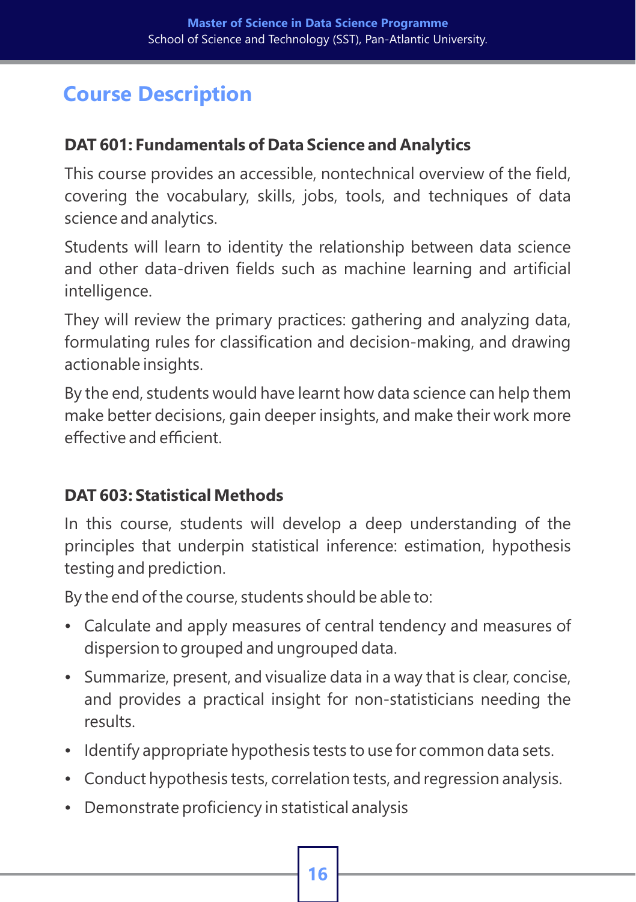## Course Description

### DAT 601: Fundamentals of Data Science and Analytics

This course provides an accessible, nontechnical overview of the field, covering the vocabulary, skills, jobs, tools, and techniques of data science and analytics.

Students will learn to identity the relationship between data science and other data-driven fields such as machine learning and artificial intelligence.

They will review the primary practices: gathering and analyzing data, formulating rules for classification and decision-making, and drawing actionable insights.

By the end, students would have learnt how data science can help them make better decisions, gain deeper insights, and make their work more effective and efficient.

### DAT 603: Statistical Methods

In this course, students will develop a deep understanding of the principles that underpin statistical inference: estimation, hypothesis testing and prediction.

By the end of the course, students should be able to:

- Calculate and apply measures of central tendency and measures of dispersion to grouped and ungrouped data.
- Summarize, present, and visualize data in a way that is clear, concise, and provides a practical insight for non-statisticians needing the results.
- Identify appropriate hypothesis tests to use for common data sets.
- Conduct hypothesis tests, correlation tests, and regression analysis.
- Demonstrate proficiency in statistical analysis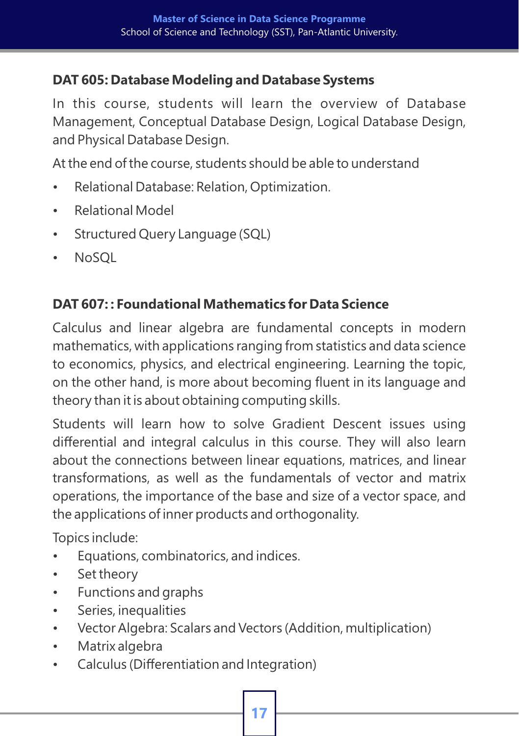### DAT 605: Database Modeling and Database Systems

In this course, students will learn the overview of Database Management, Conceptual Database Design, Logical Database Design, and Physical Database Design.

At the end of the course, students should be able to understand

- Relational Database: Relation, Optimization.
- Relational Model
- Structured Query Language (SQL)
- NoSQL

### DAT 607: : Foundational Mathematics for Data Science

Calculus and linear algebra are fundamental concepts in modern mathematics, with applications ranging from statistics and data science to economics, physics, and electrical engineering. Learning the topic, on the other hand, is more about becoming fluent in its language and theory than it is about obtaining computing skills.

Students will learn how to solve Gradient Descent issues using differential and integral calculus in this course. They will also learn about the connections between linear equations, matrices, and linear transformations, as well as the fundamentals of vector and matrix operations, the importance of the base and size of a vector space, and the applications of inner products and orthogonality.

Topics include:

- Equations, combinatorics, and indices.
- Set theory
- Functions and graphs
- Series, inequalities
- Vector Algebra: Scalars and Vectors (Addition, multiplication)
- Matrix algebra
- Calculus (Differentiation and Integration)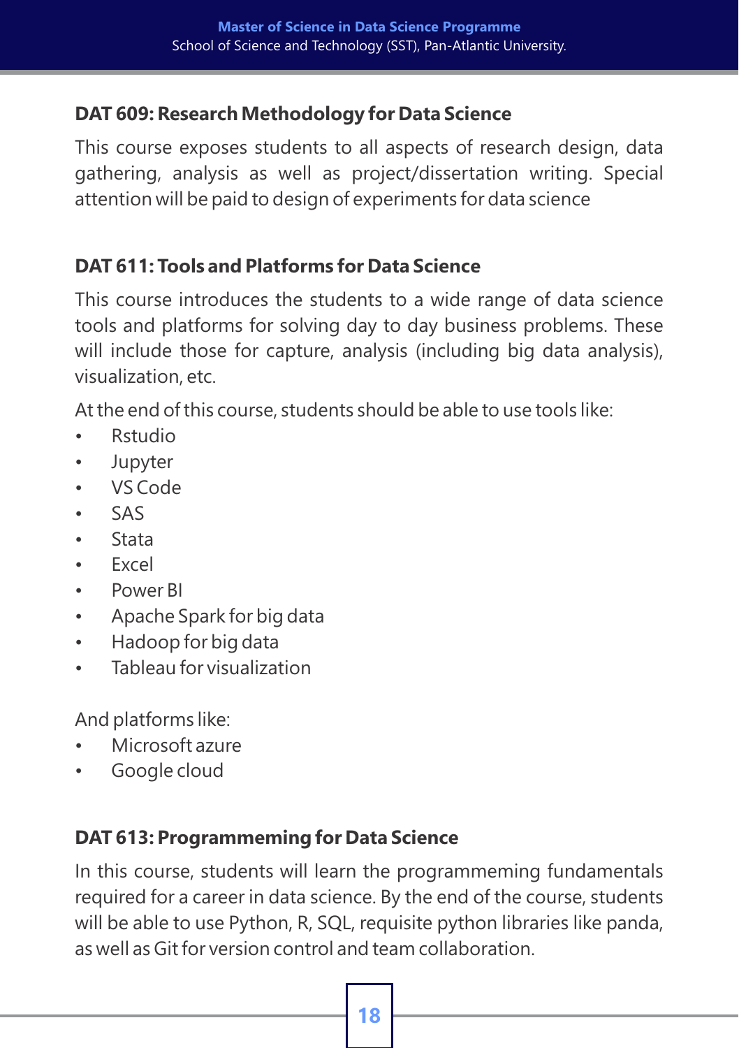### DAT 609: Research Methodology for Data Science

This course exposes students to all aspects of research design, data gathering, analysis as well as project/dissertation writing. Special attention will be paid to design of experiments for data science

### DAT 611: Tools and Platforms for Data Science

This course introduces the students to a wide range of data science tools and platforms for solving day to day business problems. These will include those for capture, analysis (including big data analysis), visualization, etc.

At the end of this course, students should be able to use tools like:

- Rstudio
- Jupyter
- VS Code
- SAS
- Stata
- Excel
- Power BI
- Apache Spark for big data
- Hadoop for big data
- Tableau for visualization

And platforms like:

- Microsoft azure
- Google cloud

### DAT 613: Programmeming for Data Science

In this course, students will learn the programmeming fundamentals required for a career in data science. By the end of the course, students will be able to use Python, R, SQL, requisite python libraries like panda, as well as Git for version control and team collaboration.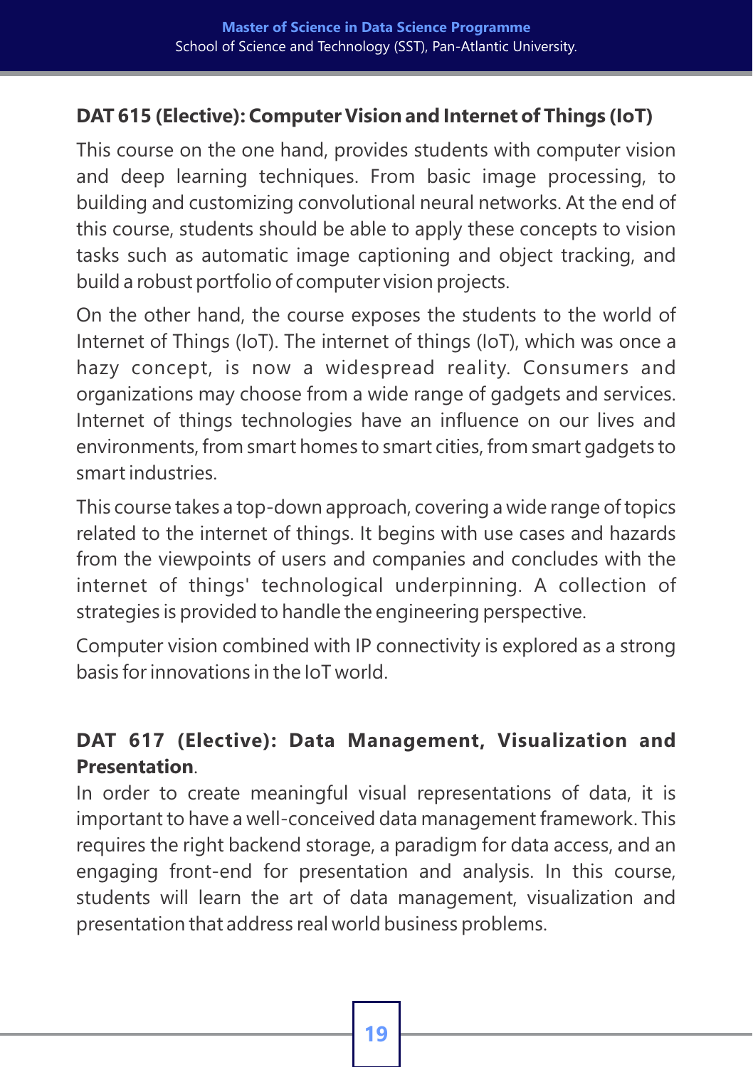### DAT 615 (Elective): Computer Vision and Internet of Things (IoT)

This course on the one hand, provides students with computer vision and deep learning techniques. From basic image processing, to building and customizing convolutional neural networks. At the end of this course, students should be able to apply these concepts to vision tasks such as automatic image captioning and object tracking, and build a robust portfolio of computer vision projects.

On the other hand, the course exposes the students to the world of Internet of Things (IoT). The internet of things (IoT), which was once a hazy concept, is now a widespread reality. Consumers and organizations may choose from a wide range of gadgets and services. Internet of things technologies have an influence on our lives and environments, from smart homes to smart cities, from smart gadgets to smart industries.

This course takes a top-down approach, covering a wide range of topics related to the internet of things. It begins with use cases and hazards from the viewpoints of users and companies and concludes with the internet of things' technological underpinning. A collection of strategies is provided to handle the engineering perspective.

Computer vision combined with IP connectivity is explored as a strong basis for innovations in the IoT world.

### DAT 617 (Elective): Data Management, Visualization and Presentation.

In order to create meaningful visual representations of data, it is important to have a well-conceived data management framework. This requires the right backend storage, a paradigm for data access, and an engaging front-end for presentation and analysis. In this course, students will learn the art of data management, visualization and presentation that address real world business problems.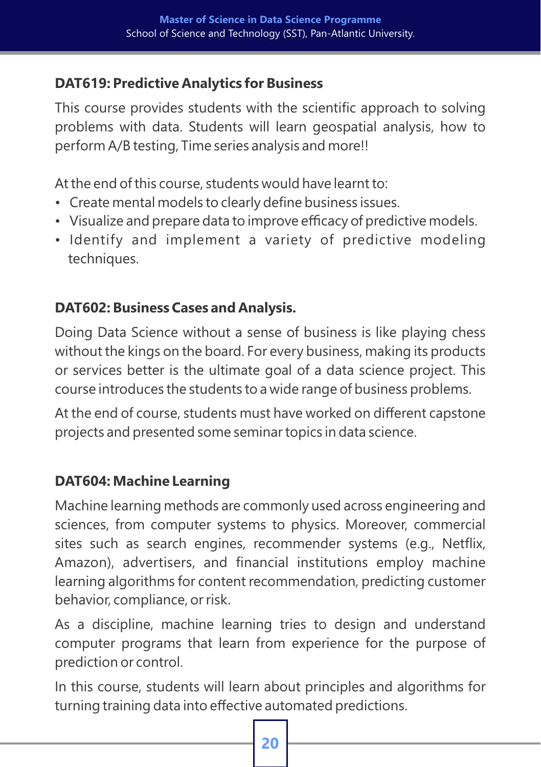### DAT619: Predictive Analytics for Business

This course provides students with the scientific approach to solving problems with data. Students will learn geospatial analysis, how to perform A/B testing, Time series analysis and more!!

At the end of this course, students would have learnt to:

- Create mental models to clearly define business issues.
- Visualize and prepare data to improve efficacy of predictive models.
- Identify and implement a variety of predictive modeling techniques.

### DAT602: Business Cases and Analysis.

Doing Data Science without a sense of business is like playing chess without the kings on the board. For every business, making its products or services better is the ultimate goal of a data science project. This course introduces the students to a wide range of business problems.

At the end of course, students must have worked on different capstone projects and presented some seminar topics in data science.

### DAT604: Machine Learning

Machine learning methods are commonly used across engineering and sciences, from computer systems to physics. Moreover, commercial sites such as search engines, recommender systems (e.g., Netflix, Amazon), advertisers, and financial institutions employ machine learning algorithms for content recommendation, predicting customer behavior, compliance, or risk.

As a discipline, machine learning tries to design and understand computer programs that learn from experience for the purpose of prediction or control.

In this course, students will learn about principles and algorithms for turning training data into effective automated predictions.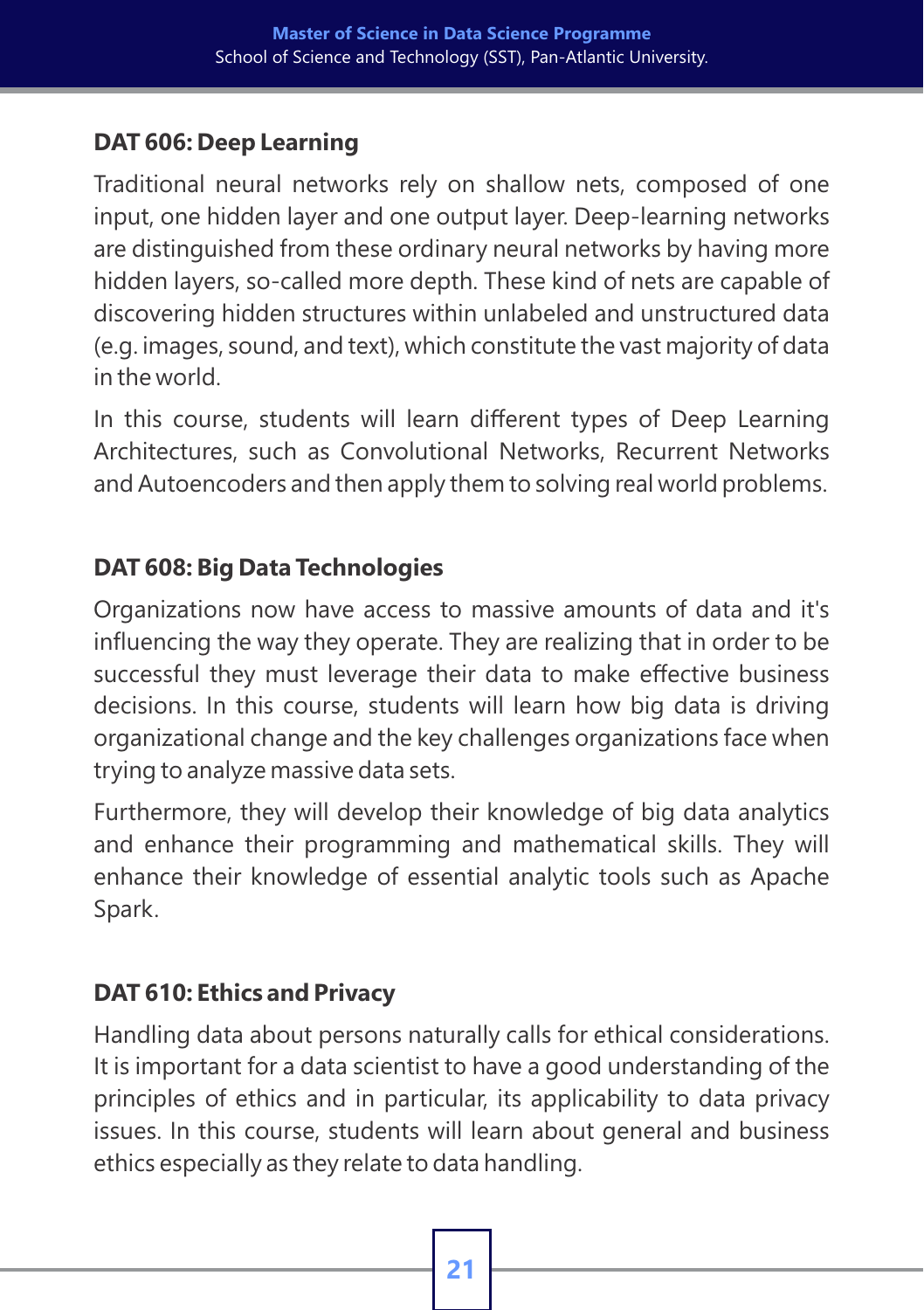### DAT 606: Deep Learning

Traditional neural networks rely on shallow nets, composed of one input, one hidden layer and one output layer. Deep-learning networks are distinguished from these ordinary neural networks by having more hidden layers, so-called more depth. These kind of nets are capable of discovering hidden structures within unlabeled and unstructured data (e.g. images, sound, and text), which constitute the vast majority of data in the world.

In this course, students will learn different types of Deep Learning Architectures, such as Convolutional Networks, Recurrent Networks and Autoencoders and then apply them to solving real world problems.

### DAT 608: Big Data Technologies

Organizations now have access to massive amounts of data and it's influencing the way they operate. They are realizing that in order to be successful they must leverage their data to make effective business decisions. In this course, students will learn how big data is driving organizational change and the key challenges organizations face when trying to analyze massive data sets.

Furthermore, they will develop their knowledge of big data analytics and enhance their programming and mathematical skills. They will enhance their knowledge of essential analytic tools such as Apache Spark.

### DAT 610: Ethics and Privacy

Handling data about persons naturally calls for ethical considerations. It is important for a data scientist to have a good understanding of the principles of ethics and in particular, its applicability to data privacy issues. In this course, students will learn about general and business ethics especially as they relate to data handling.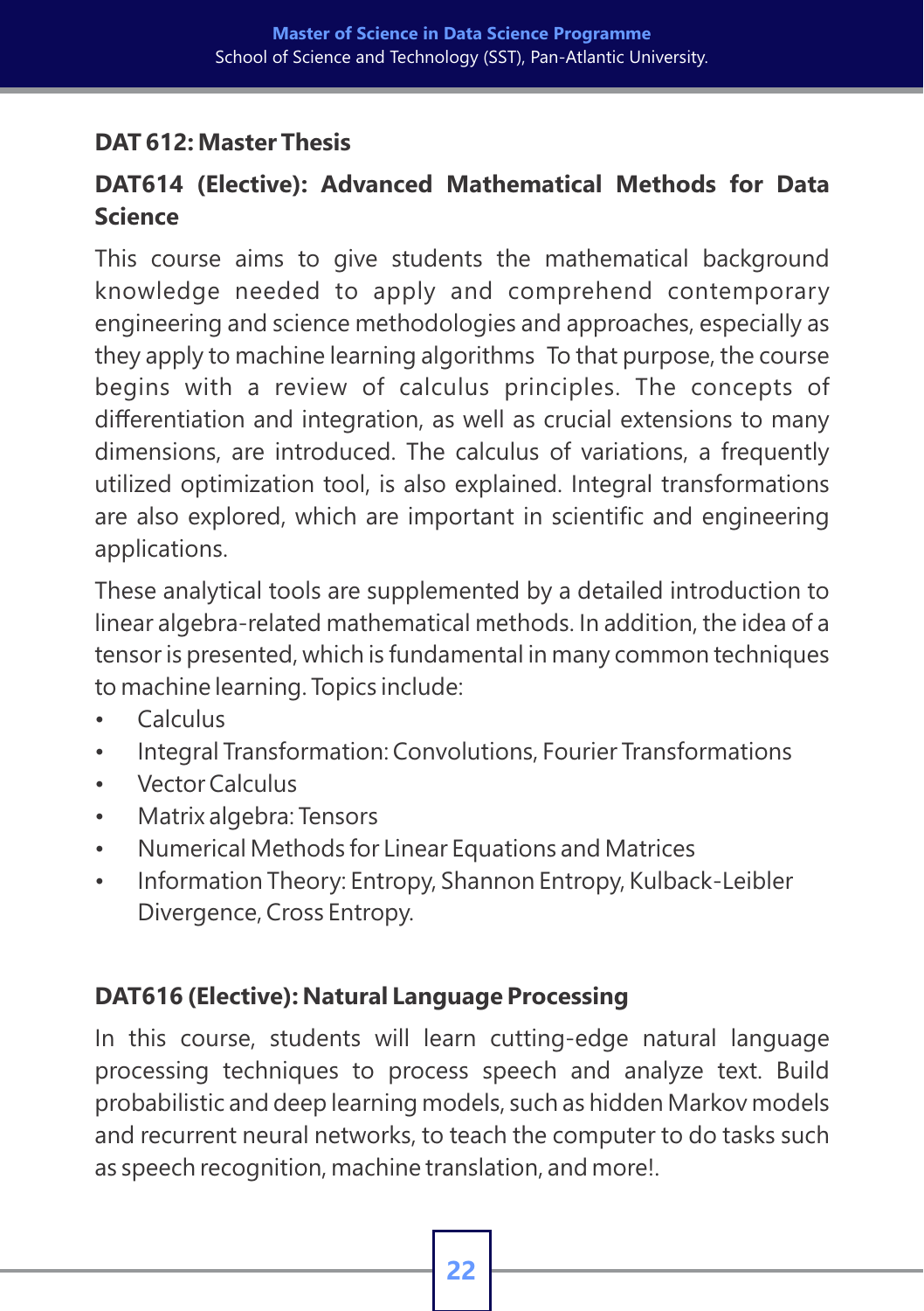**DAT 612: Master Thesis**

**DAT614 (Elective): Advanced Mathematical Methods for Data Science**

This course aims to give students the mathematical background knowledge needed to apply and comprehend contemporary engineering and science methodologies and approaches, especially as they apply to machine learning algorithms  To that purpose, the course begins with a review of calculus principles. The concepts of differentiation and integration, as well as crucial extensions to many dimensions, are introduced. The calculus of variations, a frequently utilized optimization tool, is also explained. Integral transformations are also explored, which are important in scientific and engineering applications.

These analytical tools are supplemented by a detailed introduction to linear algebra-related mathematical methods. In addition, the idea of a tensor is presented, which is fundamental in many common techniques to machine learning. Topics include:

- Calculus
- Integral Transformation: Convolutions, Fourier Transformations
- Vector Calculus
- Matrix algebra: Tensors
- Numerical Methods for Linear Equations and Matrices
- Information Theory: Entropy, Shannon Entropy, Kulback-Leibler Divergence, Cross Entropy.

**DAT616 (Elective): Natural Language Processing**

In this course, students will learn cutting-edge natural language processing techniques to process speech and analyze text. Build probabilistic and deep learning models, such as hidden Markov models and recurrent neural networks, to teach the computer to do tasks such as speech recognition, machine translation, and more!.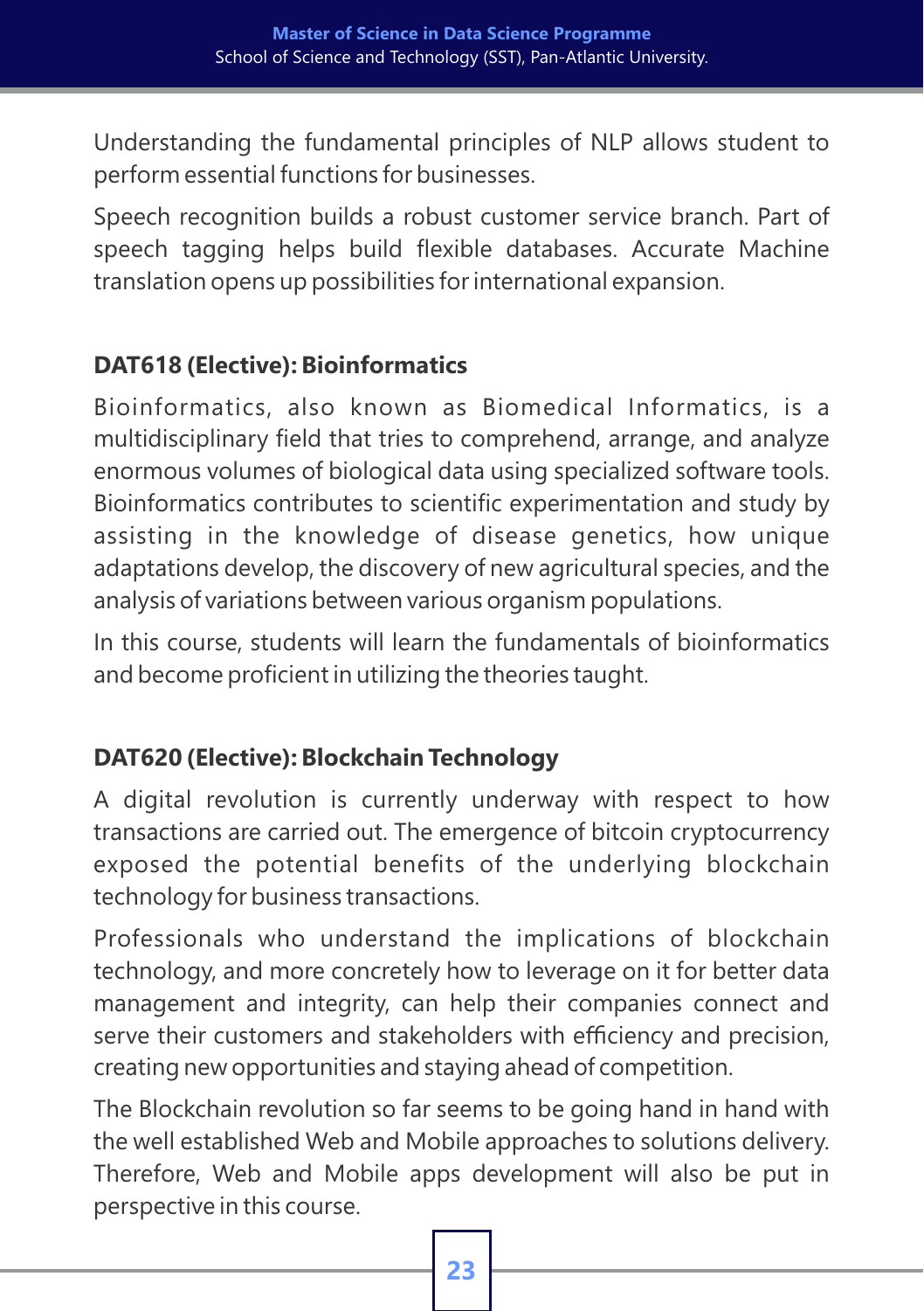Understanding the fundamental principles of NLP allows student to perform essential functions for businesses.

Speech recognition builds a robust customer service branch. Part of speech tagging helps build flexible databases. Accurate Machine translation opens up possibilities for international expansion.

### DAT618 (Elective): Bioinformatics

Bioinformatics, also known as Biomedical Informatics, is a multidisciplinary field that tries to comprehend, arrange, and analyze enormous volumes of biological data using specialized software tools. Bioinformatics contributes to scientific experimentation and study by assisting in the knowledge of disease genetics, how unique adaptations develop, the discovery of new agricultural species, and the analysis of variations between various organism populations.

In this course, students will learn the fundamentals of bioinformatics and become proficient in utilizing the theories taught.

### DAT620 (Elective): Blockchain Technology

A digital revolution is currently underway with respect to how transactions are carried out. The emergence of bitcoin cryptocurrency exposed the potential benefits of the underlying blockchain technology for business transactions.

Professionals who understand the implications of blockchain technology, and more concretely how to leverage on it for better data management and integrity, can help their companies connect and serve their customers and stakeholders with efficiency and precision, creating new opportunities and staying ahead of competition.

The Blockchain revolution so far seems to be going hand in hand with the well established Web and Mobile approaches to solutions delivery. Therefore, Web and Mobile apps development will also be put in perspective in this course.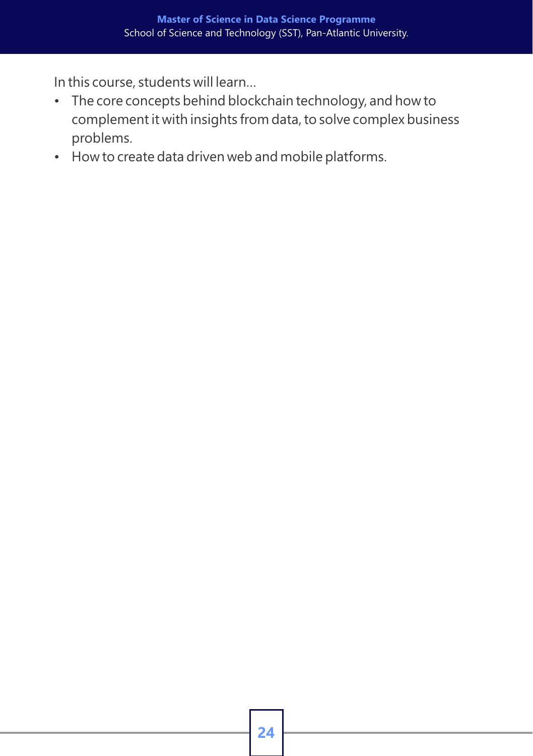In this course, students will learn...

- The core concepts behind blockchain technology, and how to complement it with insights from data, to solve complex business problems.
- How to create data driven web and mobile platforms.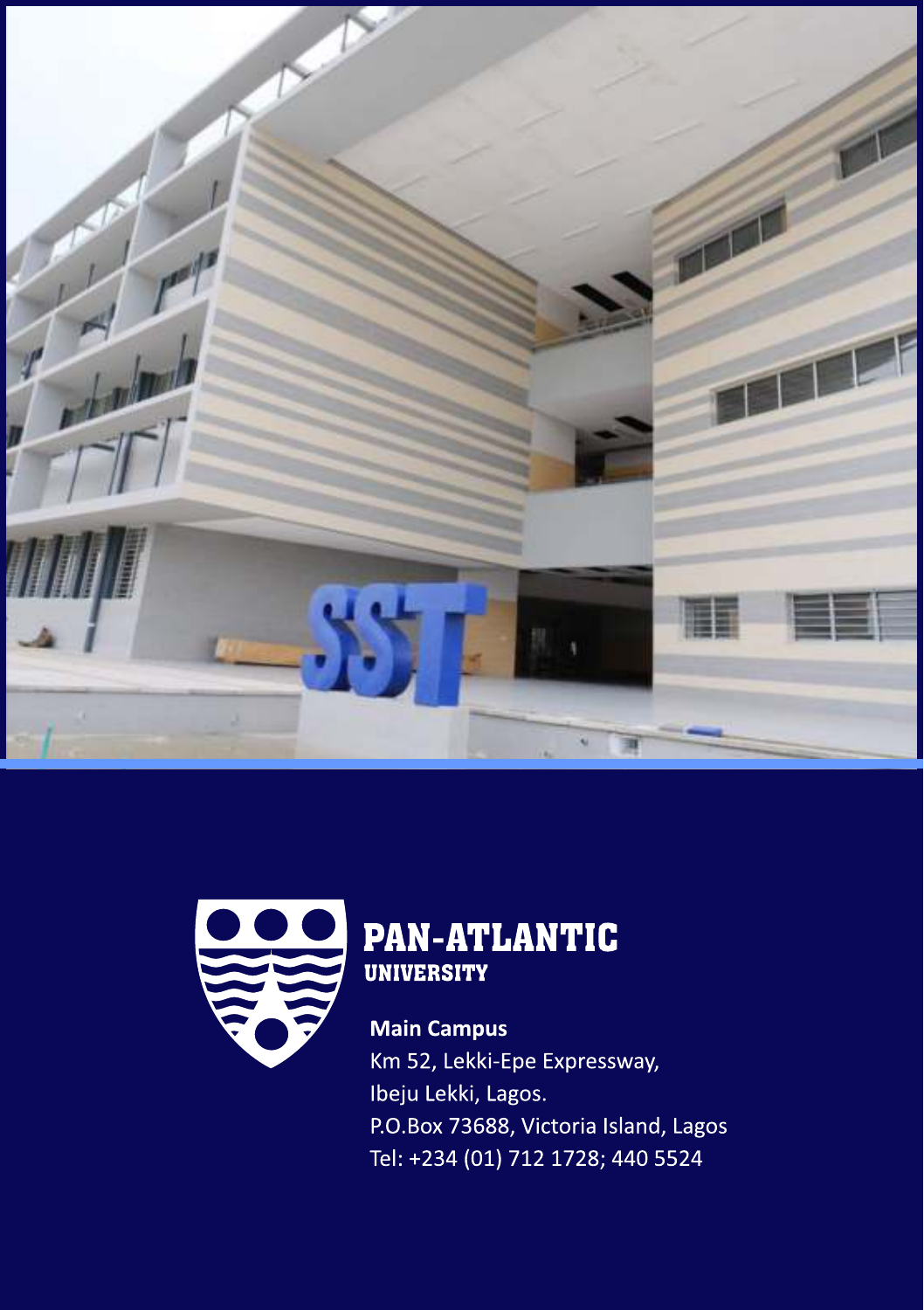**PAN-ATLANTIC**
**UNIVERSITY**

**Main Campus**
Km 52, Lekki-Epe Expressway,
Ibeju Lekki, Lagos.
P.O.Box 73688, Victoria Island, Lagos
Tel: +234 (01) 712 1728; 440 5524